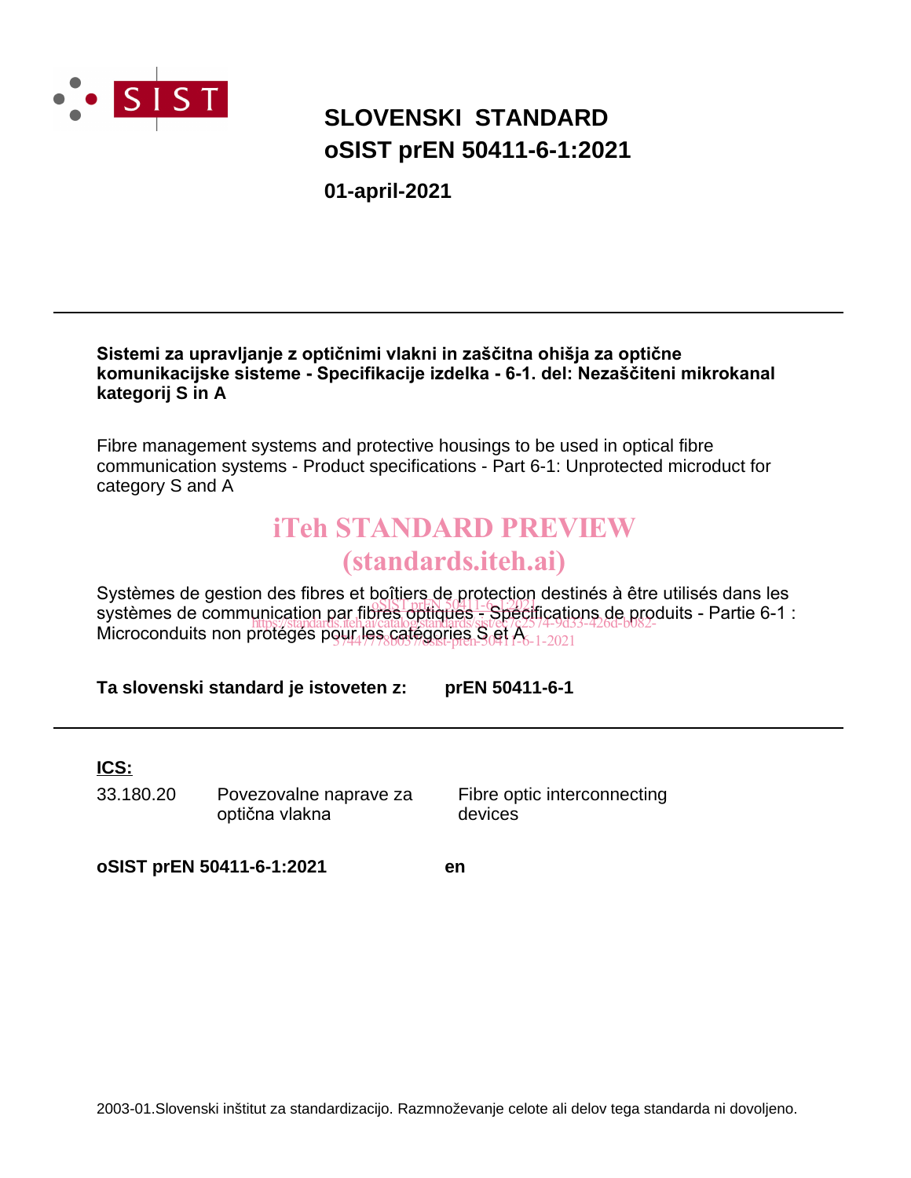# SLOVENSKI STANDARD
# oSIST prEN 50411-6-1:2021

**01-april-2021**

---

**Sistemi za upravljanje z optičnimi vlakni in zaščitna ohišja za optične komunikacijske sisteme - Specifikacije izdelka - 6-1. del: Nezaščiteni mikrokanal kategorij S in A**

Fibre management systems and protective housings to be used in optical fibre communication systems - Product specifications - Part 6-1: Unprotected microduct for category S and A

iTeh STANDARD PREVIEW
(standards.iteh.ai)

Systèmes de gestion des fibres et boîtiers de protection destinés à être utilisés dans les systèmes de communication par fibres optiques - Spécifications de produits - Partie 6-1 : Microconduits non protégés pour les catégories S et A

oSIST prEN 50411-6-1:2021
https://standards.iteh.ai/catalog/standards/sist/ee7c2574-9d33-426d-b082-37447778b037/osist-pren-50411-6-1-2021

**Ta slovenski standard je istoveten z: prEN 50411-6-1**

---

**ICS:**

| | | |
|---|---|---|
| 33.180.20 | Povezovalne naprave za optična vlakna | Fibre optic interconnecting devices |

**oSIST prEN 50411-6-1:2021** **en**

2003-01.Slovenski inštitut za standardizacijo. Razmnoževanje celote ali delov tega standarda ni dovoljeno.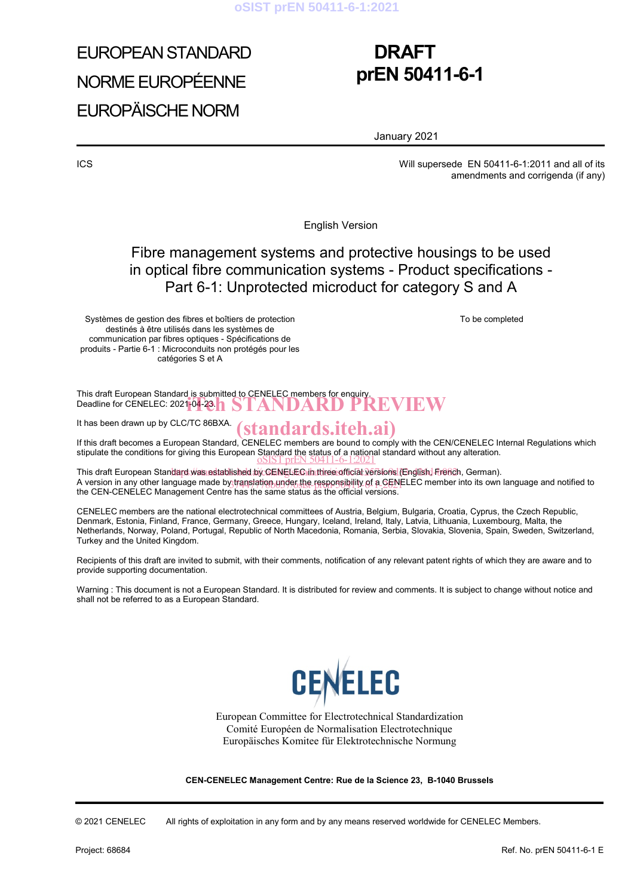EUROPEAN STANDARD

NORME EUROPÉENNE

EUROPÄISCHE NORM

**DRAFT**
**prEN 50411-6-1**

January 2021

ICS

Will supersede EN 50411-6-1:2011 and all of its amendments and corrigenda (if any)

English Version

# Fibre management systems and protective housings to be used in optical fibre communication systems - Product specifications - Part 6-1: Unprotected microduct for category S and A

Systèmes de gestion des fibres et boîtiers de protection destinés à être utilisés dans les systèmes de communication par fibres optiques - Spécifications de produits - Partie 6-1 : Microconduits non protégés pour les catégories S et A

To be completed

This draft European Standard is submitted to CENELEC members for enquiry.
Deadline for CENELEC: 2021-04-23.

It has been drawn up by CLC/TC 86BXA.

If this draft becomes a European Standard, CENELEC members are bound to comply with the CEN/CENELEC Internal Regulations which stipulate the conditions for giving this European Standard the status of a national standard without any alteration.

This draft European Standard was established by CENELEC in three official versions (English, French, German).
A version in any other language made by translation under the responsibility of a CENELEC member into its own language and notified to the CEN-CENELEC Management Centre has the same status as the official versions.

CENELEC members are the national electrotechnical committees of Austria, Belgium, Bulgaria, Croatia, Cyprus, the Czech Republic, Denmark, Estonia, Finland, France, Germany, Greece, Hungary, Iceland, Ireland, Italy, Latvia, Lithuania, Luxembourg, Malta, the Netherlands, Norway, Poland, Portugal, Republic of North Macedonia, Romania, Serbia, Slovakia, Slovenia, Spain, Sweden, Switzerland, Turkey and the United Kingdom.

Recipients of this draft are invited to submit, with their comments, notification of any relevant patent rights of which they are aware and to provide supporting documentation.

Warning : This document is not a European Standard. It is distributed for review and comments. It is subject to change without notice and shall not be referred to as a European Standard.

CENELEC

European Committee for Electrotechnical Standardization
Comité Européen de Normalisation Electrotechnique
Europäisches Komitee für Elektrotechnische Normung

**CEN-CENELEC Management Centre: Rue de la Science 23, B-1040 Brussels**

© 2021 CENELEC All rights of exploitation in any form and by any means reserved worldwide for CENELEC Members.

Project: 68684

Ref. No. prEN 50411-6-1 E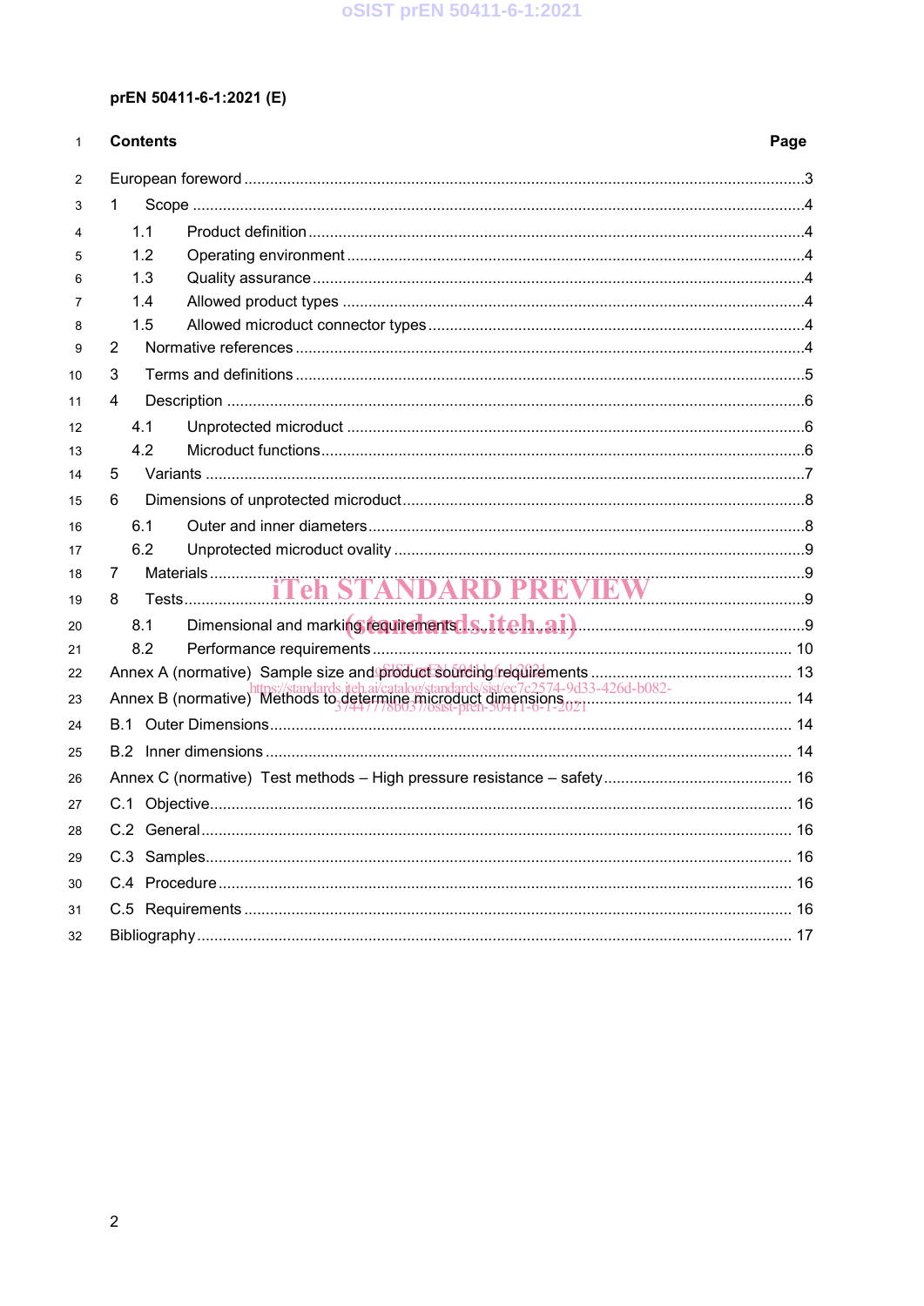# Contents

| | Page |
|---|---|
| European foreword | 3 |
| 1 Scope | 4 |
| 1.1 Product definition | 4 |
| 1.2 Operating environment | 4 |
| 1.3 Quality assurance | 4 |
| 1.4 Allowed product types | 4 |
| 1.5 Allowed microduct connector types | 4 |
| 2 Normative references | 4 |
| 3 Terms and definitions | 5 |
| 4 Description | 6 |
| 4.1 Unprotected microduct | 6 |
| 4.2 Microduct functions | 6 |
| 5 Variants | 7 |
| 6 Dimensions of unprotected microduct | 8 |
| 6.1 Outer and inner diameters | 8 |
| 6.2 Unprotected microduct ovality | 9 |
| 7 Materials | 9 |
| 8 Tests | 9 |
| 8.1 Dimensional and marking requirements | 9 |
| 8.2 Performance requirements | 10 |
| Annex A (normative) Sample size and product sourcing requirements | 13 |
| Annex B (normative) Methods to determine microduct dimensions | 14 |
| B.1 Outer Dimensions | 14 |
| B.2 Inner dimensions | 14 |
| Annex C (normative) Test methods – High pressure resistance – safety | 16 |
| C.1 Objective | 16 |
| C.2 General | 16 |
| C.3 Samples | 16 |
| C.4 Procedure | 16 |
| C.5 Requirements | 16 |
| Bibliography | 17 |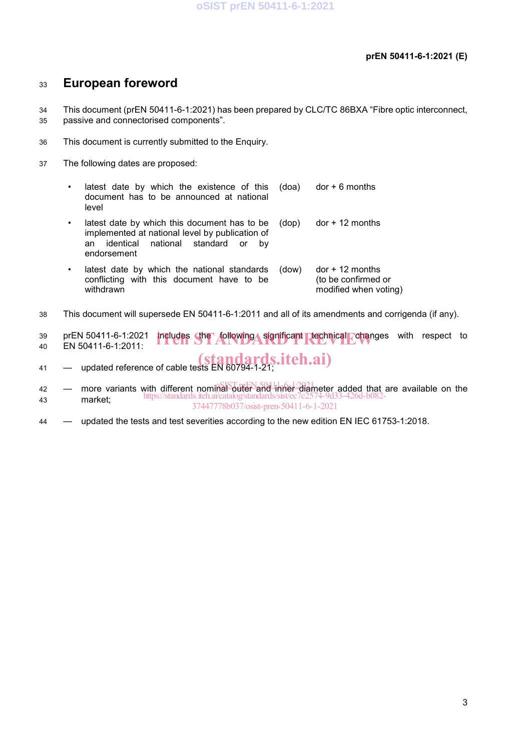# European foreword

This document (prEN 50411-6-1:2021) has been prepared by CLC/TC 86BXA "Fibre optic interconnect, passive and connectorised components".

This document is currently submitted to the Enquiry.

The following dates are proposed:

| | | |
|---|---|---|
| • latest date by which the existence of this document has to be announced at national level | (doa) | dor + 6 months |
| • latest date by which this document has to be implemented at national level by publication of an identical national standard or by endorsement | (dop) | dor + 12 months |
| • latest date by which the national standards conflicting with this document have to be withdrawn | (dow) | dor + 12 months (to be confirmed or modified when voting) |

This document will supersede EN 50411-6-1:2011 and all of its amendments and corrigenda (if any).

prEN 50411-6-1:2021 includes the following significant technical changes with respect to EN 50411-6-1:2011:

— updated reference of cable tests EN 60794-1-21;

— more variants with different nominal outer and inner diameter added that are available on the market;

— updated the tests and test severities according to the new edition EN IEC 61753-1:2018.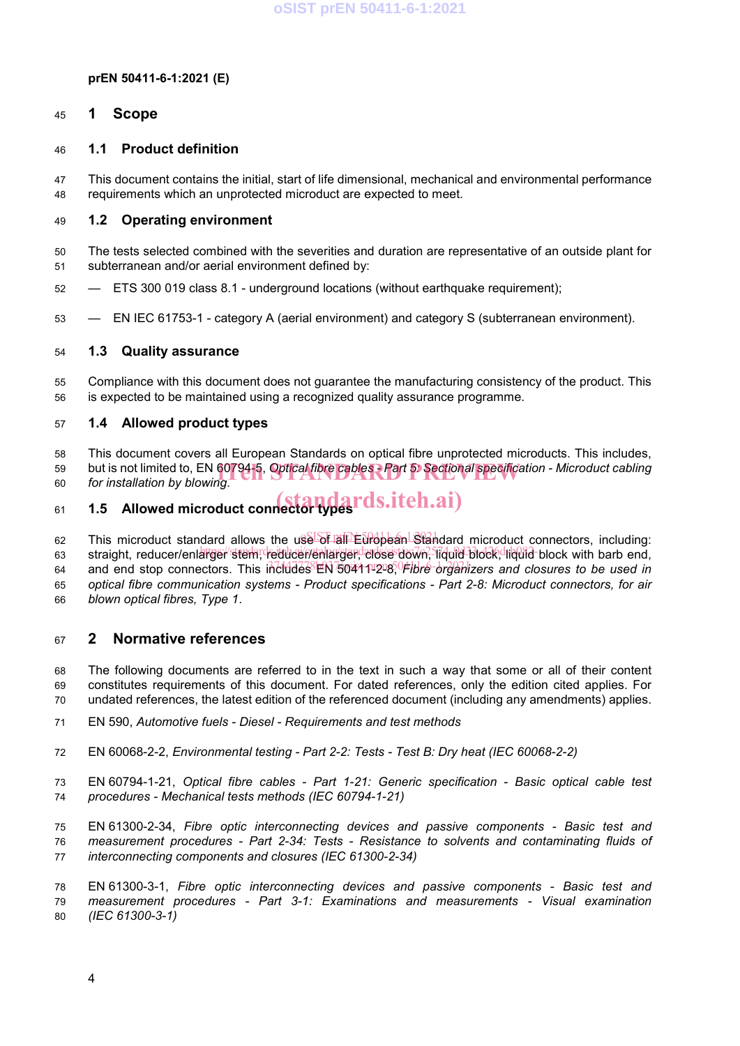# 1 Scope

## 1.1 Product definition

This document contains the initial, start of life dimensional, mechanical and environmental performance requirements which an unprotected microduct are expected to meet.

## 1.2 Operating environment

The tests selected combined with the severities and duration are representative of an outside plant for subterranean and/or aerial environment defined by:

— ETS 300 019 class 8.1 - underground locations (without earthquake requirement);

— EN IEC 61753-1 - category A (aerial environment) and category S (subterranean environment).

## 1.3 Quality assurance

Compliance with this document does not guarantee the manufacturing consistency of the product. This is expected to be maintained using a recognized quality assurance programme.

## 1.4 Allowed product types

This document covers all European Standards on optical fibre unprotected microducts. This includes, but is not limited to, EN 60794-5, *Optical fibre cables - Part 5: Sectional specification - Microduct cabling for installation by blowing*.

## 1.5 Allowed microduct connector types

This microduct standard allows the use of all European Standard microduct connectors, including: straight, reducer/enlarger stem, reducer/enlarger, close down, liquid block, liquid block with barb end, and end stop connectors. This includes EN 50411-2-8, *Fibre organizers and closures to be used in optical fibre communication systems - Product specifications - Part 2-8: Microduct connectors, for air blown optical fibres, Type 1*.

# 2 Normative references

The following documents are referred to in the text in such a way that some or all of their content constitutes requirements of this document. For dated references, only the edition cited applies. For undated references, the latest edition of the referenced document (including any amendments) applies.

EN 590, *Automotive fuels - Diesel - Requirements and test methods*

EN 60068-2-2, *Environmental testing - Part 2-2: Tests - Test B: Dry heat (IEC 60068-2-2)*

EN 60794-1-21, *Optical fibre cables - Part 1-21: Generic specification - Basic optical cable test procedures - Mechanical tests methods (IEC 60794-1-21)*

EN 61300-2-34, *Fibre optic interconnecting devices and passive components - Basic test and measurement procedures - Part 2-34: Tests - Resistance to solvents and contaminating fluids of interconnecting components and closures (IEC 61300-2-34)*

EN 61300-3-1, *Fibre optic interconnecting devices and passive components - Basic test and measurement procedures - Part 3-1: Examinations and measurements - Visual examination (IEC 61300-3-1)*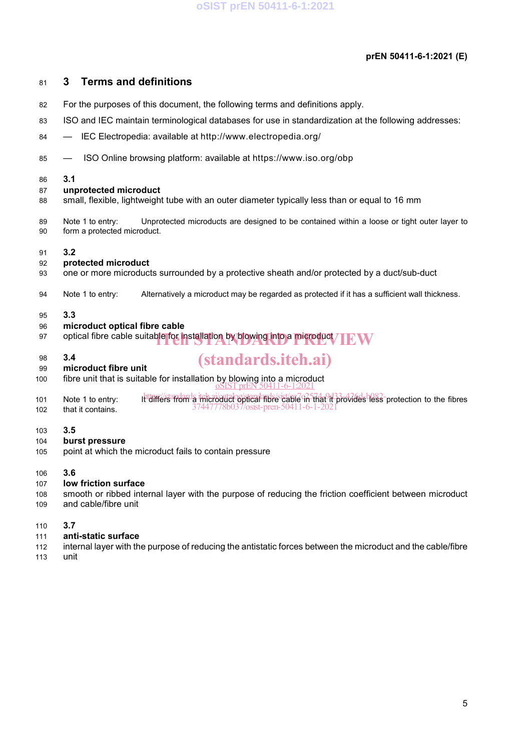# 3 Terms and definitions

For the purposes of this document, the following terms and definitions apply.

ISO and IEC maintain terminological databases for use in standardization at the following addresses:

- IEC Electropedia: available at http://www.electropedia.org/
- ISO Online browsing platform: available at https://www.iso.org/obp

**3.1**
**unprotected microduct**
small, flexible, lightweight tube with an outer diameter typically less than or equal to 16 mm

Note 1 to entry: Unprotected microducts are designed to be contained within a loose or tight outer layer to form a protected microduct.

**3.2**
**protected microduct**
one or more microducts surrounded by a protective sheath and/or protected by a duct/sub-duct

Note 1 to entry: Alternatively a microduct may be regarded as protected if it has a sufficient wall thickness.

**3.3**
**microduct optical fibre cable**
optical fibre cable suitable for installation by blowing into a microduct

**3.4**
**microduct fibre unit**
fibre unit that is suitable for installation by blowing into a microduct

Note 1 to entry: It differs from a microduct optical fibre cable in that it provides less protection to the fibres that it contains.

**3.5**
**burst pressure**
point at which the microduct fails to contain pressure

**3.6**
**low friction surface**
smooth or ribbed internal layer with the purpose of reducing the friction coefficient between microduct and cable/fibre unit

**3.7**
**anti-static surface**
internal layer with the purpose of reducing the antistatic forces between the microduct and the cable/fibre unit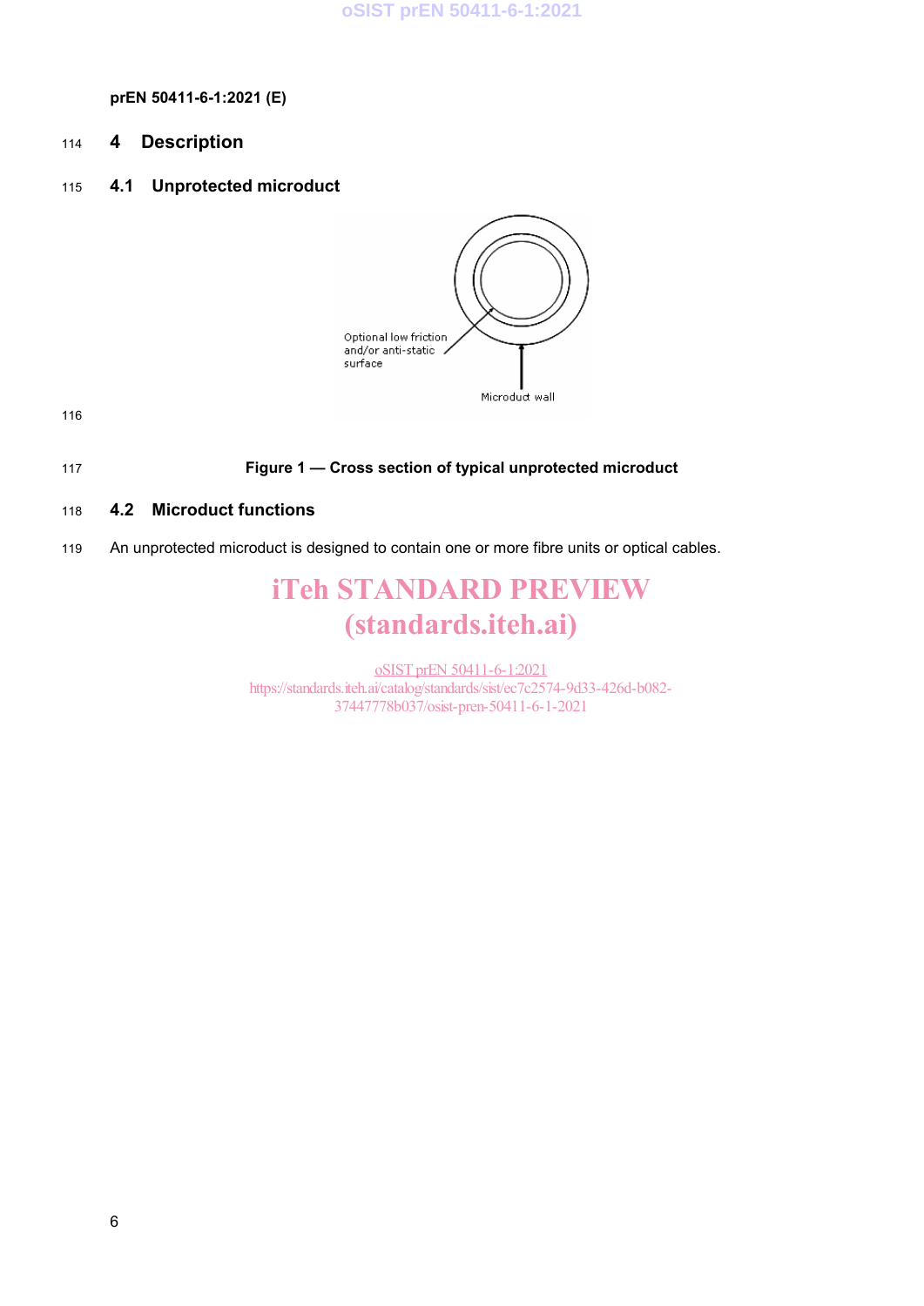# 4 Description

## 4.1 Unprotected microduct

Optional low friction and/or anti-static surface

Microduct wall

Figure 1 — Cross section of typical unprotected microduct

## 4.2 Microduct functions

An unprotected microduct is designed to contain one or more fibre units or optical cables.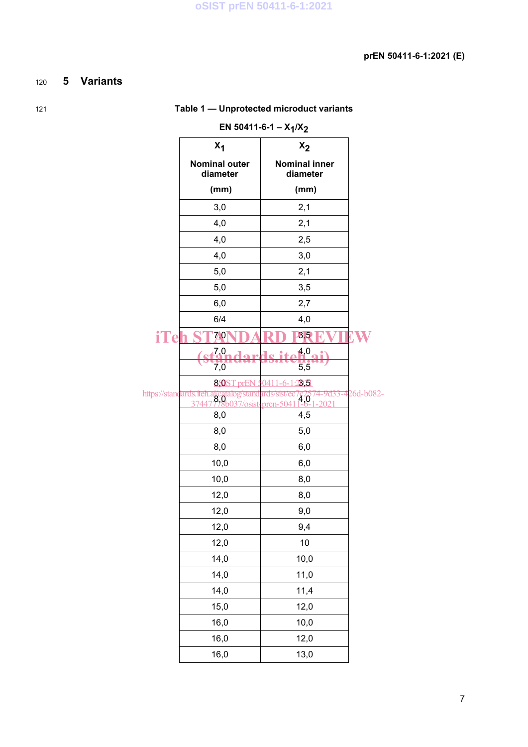## 5 Variants

**Table 1 — Unprotected microduct variants**

**EN 50411-6-1 – $X_1/X_2$**

| $X_1$ Nominal outer diameter (mm) | $X_2$ Nominal inner diameter (mm) |
|---|---|
| 3,0 | 2,1 |
| 4,0 | 2,1 |
| 4,0 | 2,5 |
| 4,0 | 3,0 |
| 5,0 | 2,1 |
| 5,0 | 3,5 |
| 6,0 | 2,7 |
| 6/4 | 4,0 |
| 7,0 | 3,5 |
| 7,0 | 4,0 |
| 7,0 | 5,5 |
| 8,0 | 3,5 |
| 8,0 | 4,0 |
| 8,0 | 4,5 |
| 8,0 | 5,0 |
| 8,0 | 6,0 |
| 10,0 | 6,0 |
| 10,0 | 8,0 |
| 12,0 | 8,0 |
| 12,0 | 9,0 |
| 12,0 | 9,4 |
| 12,0 | 10 |
| 14,0 | 10,0 |
| 14,0 | 11,0 |
| 14,0 | 11,4 |
| 15,0 | 12,0 |
| 16,0 | 10,0 |
| 16,0 | 12,0 |
| 16,0 | 13,0 |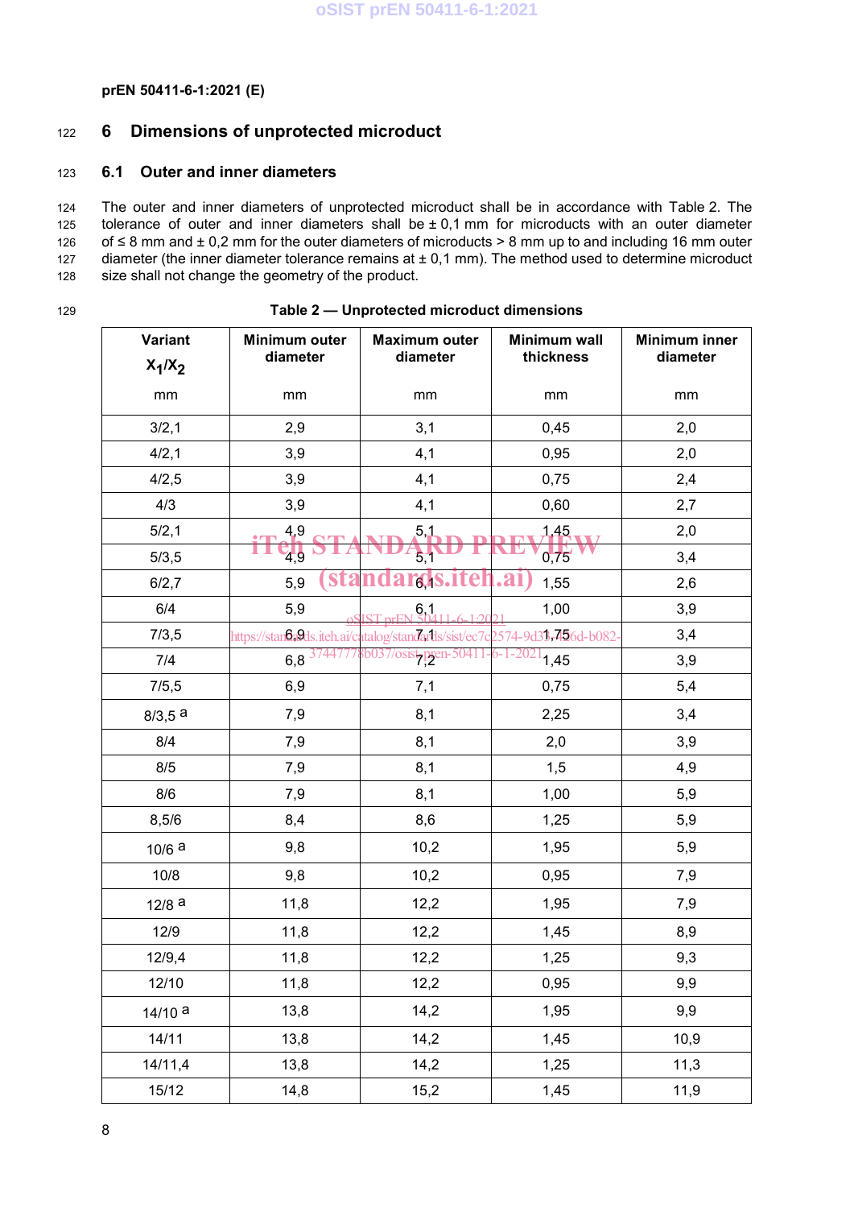## 6 Dimensions of unprotected microduct

### 6.1 Outer and inner diameters

The outer and inner diameters of unprotected microduct shall be in accordance with Table 2. The tolerance of outer and inner diameters shall be ± 0,1 mm for microducts with an outer diameter of ≤ 8 mm and ± 0,2 mm for the outer diameters of microducts > 8 mm up to and including 16 mm outer diameter (the inner diameter tolerance remains at ± 0,1 mm). The method used to determine microduct size shall not change the geometry of the product.

**Table 2 — Unprotected microduct dimensions**

| Variant $X_1/X_2$<br>mm | Minimum outer diameter<br>mm | Maximum outer diameter<br>mm | Minimum wall thickness<br>mm | Minimum inner diameter<br>mm |
|---|---|---|---|---|
| 3/2,1 | 2,9 | 3,1 | 0,45 | 2,0 |
| 4/2,1 | 3,9 | 4,1 | 0,95 | 2,0 |
| 4/2,5 | 3,9 | 4,1 | 0,75 | 2,4 |
| 4/3 | 3,9 | 4,1 | 0,60 | 2,7 |
| 5/2,1 | 4,9 | 5,1 | 1,45 | 2,0 |
| 5/3,5 | 4,9 | 5,1 | 0,75 | 3,4 |
| 6/2,7 | 5,9 | 6,1 | 1,55 | 2,6 |
| 6/4 | 5,9 | 6,1 | 1,00 | 3,9 |
| 7/3,5 | 6,9 | 7,1 | 1,75 | 3,4 |
| 7/4 | 6,8 | 7,2 | 1,45 | 3,9 |
| 7/5,5 | 6,9 | 7,1 | 0,75 | 5,4 |
| 8/3,5 [a] | 7,9 | 8,1 | 2,25 | 3,4 |
| 8/4 | 7,9 | 8,1 | 2,0 | 3,9 |
| 8/5 | 7,9 | 8,1 | 1,5 | 4,9 |
| 8/6 | 7,9 | 8,1 | 1,00 | 5,9 |
| 8,5/6 | 8,4 | 8,6 | 1,25 | 5,9 |
| 10/6 [a] | 9,8 | 10,2 | 1,95 | 5,9 |
| 10/8 | 9,8 | 10,2 | 0,95 | 7,9 |
| 12/8 [a] | 11,8 | 12,2 | 1,95 | 7,9 |
| 12/9 | 11,8 | 12,2 | 1,45 | 8,9 |
| 12/9,4 | 11,8 | 12,2 | 1,25 | 9,3 |
| 12/10 | 11,8 | 12,2 | 0,95 | 9,9 |
| 14/10 [a] | 13,8 | 14,2 | 1,95 | 9,9 |
| 14/11 | 13,8 | 14,2 | 1,45 | 10,9 |
| 14/11,4 | 13,8 | 14,2 | 1,25 | 11,3 |
| 15/12 | 14,8 | 15,2 | 1,45 | 11,9 |